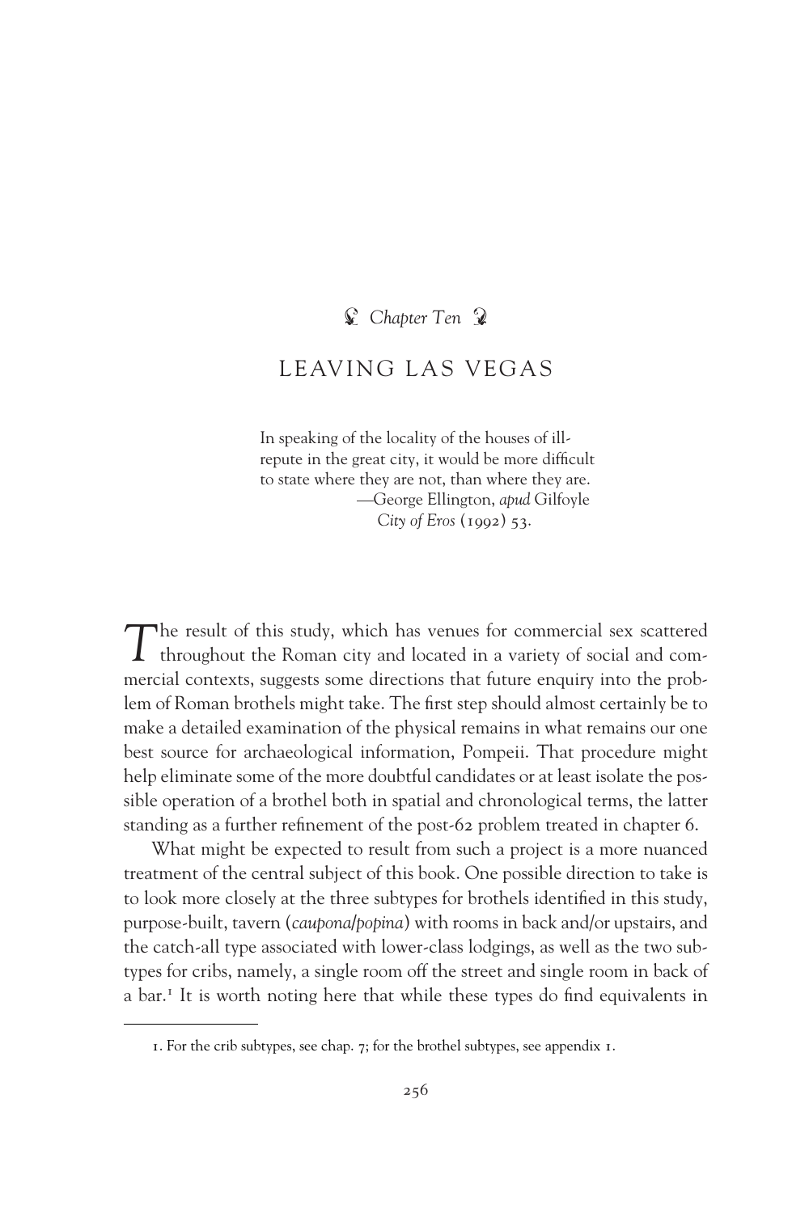*Chapter Ten*

# LEAVING LAS VEGAS

> In speaking of the locality of the houses of ill-repute in the great city, it would be more difficult to state where they are not, than where they are.
> —George Ellington, *apud* Gilfoyle *City of Eros* (1992) 53.

The result of this study, which has venues for commercial sex scattered throughout the Roman city and located in a variety of social and commercial contexts, suggests some directions that future enquiry into the problem of Roman brothels might take. The first step should almost certainly be to make a detailed examination of the physical remains in what remains our one best source for archaeological information, Pompeii. That procedure might help eliminate some of the more doubtful candidates or at least isolate the possible operation of a brothel both in spatial and chronological terms, the latter standing as a further refinement of the post-62 problem treated in chapter 6.

What might be expected to result from such a project is a more nuanced treatment of the central subject of this book. One possible direction to take is to look more closely at the three subtypes for brothels identified in this study, purpose-built, tavern (*caupona/popina*) with rooms in back and/or upstairs, and the catch-all type associated with lower-class lodgings, as well as the two subtypes for cribs, namely, a single room off the street and single room in back of a bar.[1] It is worth noting here that while these types do find equivalents in

1. For the crib subtypes, see chap. 7; for the brothel subtypes, see appendix 1.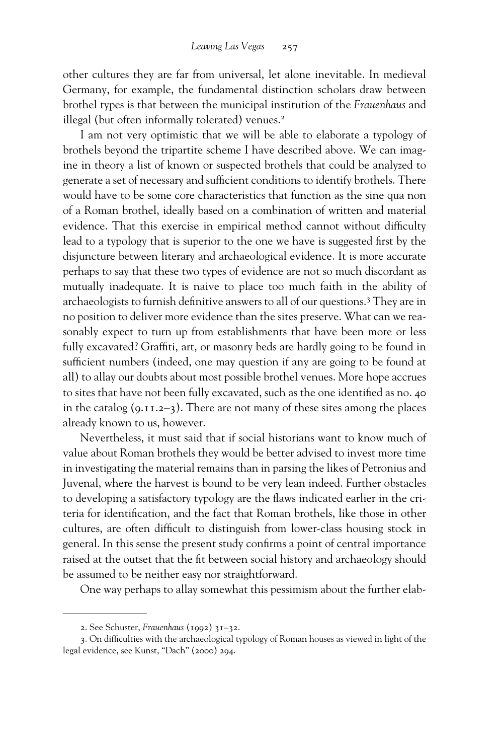other cultures they are far from universal, let alone inevitable. In medieval Germany, for example, the fundamental distinction scholars draw between brothel types is that between the municipal institution of the *Frauenhaus* and illegal (but often informally tolerated) venues.[2]

I am not very optimistic that we will be able to elaborate a typology of brothels beyond the tripartite scheme I have described above. We can imagine in theory a list of known or suspected brothels that could be analyzed to generate a set of necessary and sufficient conditions to identify brothels. There would have to be some core characteristics that function as the sine qua non of a Roman brothel, ideally based on a combination of written and material evidence. That this exercise in empirical method cannot without difficulty lead to a typology that is superior to the one we have is suggested first by the disjuncture between literary and archaeological evidence. It is more accurate perhaps to say that these two types of evidence are not so much discordant as mutually inadequate. It is naive to place too much faith in the ability of archaeologists to furnish definitive answers to all of our questions.[3] They are in no position to deliver more evidence than the sites preserve. What can we reasonably expect to turn up from establishments that have been more or less fully excavated? Graffiti, art, or masonry beds are hardly going to be found in sufficient numbers (indeed, one may question if any are going to be found at all) to allay our doubts about most possible brothel venues. More hope accrues to sites that have not been fully excavated, such as the one identified as no. 40 in the catalog (9.11.2–3). There are not many of these sites among the places already known to us, however.

Nevertheless, it must said that if social historians want to know much of value about Roman brothels they would be better advised to invest more time in investigating the material remains than in parsing the likes of Petronius and Juvenal, where the harvest is bound to be very lean indeed. Further obstacles to developing a satisfactory typology are the flaws indicated earlier in the criteria for identification, and the fact that Roman brothels, like those in other cultures, are often difficult to distinguish from lower-class housing stock in general. In this sense the present study confirms a point of central importance raised at the outset that the fit between social history and archaeology should be assumed to be neither easy nor straightforward.

One way perhaps to allay somewhat this pessimism about the further elab-

---

2. See Schuster, *Frauenhaus* (1992) 31–32.

3. On difficulties with the archaeological typology of Roman houses as viewed in light of the legal evidence, see Kunst, "Dach" (2000) 294.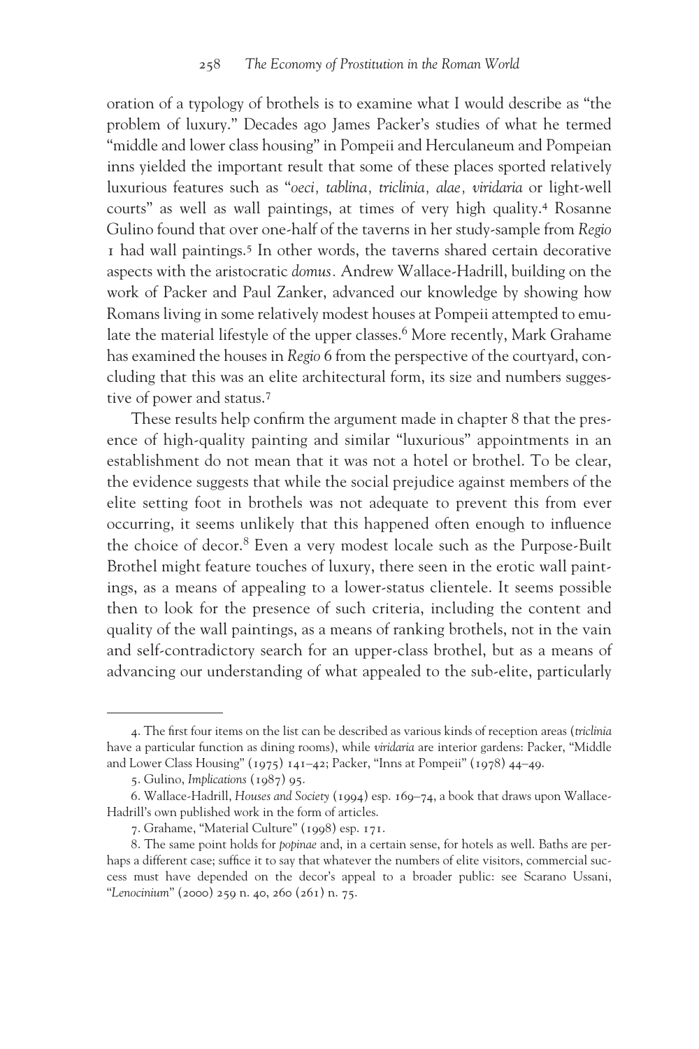oration of a typology of brothels is to examine what I would describe as "the problem of luxury." Decades ago James Packer's studies of what he termed "middle and lower class housing" in Pompeii and Herculaneum and Pompeian inns yielded the important result that some of these places sported relatively luxurious features such as "*oeci, tablina, triclinia, alae, viridaria* or light-well courts" as well as wall paintings, at times of very high quality.[4] Rosanne Gulino found that over one-half of the taverns in her study-sample from *Regio* 1 had wall paintings.[5] In other words, the taverns shared certain decorative aspects with the aristocratic *domus*. Andrew Wallace-Hadrill, building on the work of Packer and Paul Zanker, advanced our knowledge by showing how Romans living in some relatively modest houses at Pompeii attempted to emulate the material lifestyle of the upper classes.[6] More recently, Mark Grahame has examined the houses in *Regio* 6 from the perspective of the courtyard, concluding that this was an elite architectural form, its size and numbers suggestive of power and status.[7]

These results help confirm the argument made in chapter 8 that the presence of high-quality painting and similar "luxurious" appointments in an establishment do not mean that it was not a hotel or brothel. To be clear, the evidence suggests that while the social prejudice against members of the elite setting foot in brothels was not adequate to prevent this from ever occurring, it seems unlikely that this happened often enough to influence the choice of decor.[8] Even a very modest locale such as the Purpose-Built Brothel might feature touches of luxury, there seen in the erotic wall paintings, as a means of appealing to a lower-status clientele. It seems possible then to look for the presence of such criteria, including the content and quality of the wall paintings, as a means of ranking brothels, not in the vain and self-contradictory search for an upper-class brothel, but as a means of advancing our understanding of what appealed to the sub-elite, particularly

---

4. The first four items on the list can be described as various kinds of reception areas (*triclinia* have a particular function as dining rooms), while *viridaria* are interior gardens: Packer, "Middle and Lower Class Housing" (1975) 141–42; Packer, "Inns at Pompeii" (1978) 44–49.

5. Gulino, *Implications* (1987) 95.

6. Wallace-Hadrill, *Houses and Society* (1994) esp. 169–74, a book that draws upon Wallace-Hadrill's own published work in the form of articles.

7. Grahame, "Material Culture" (1998) esp. 171.

8. The same point holds for *popinae* and, in a certain sense, for hotels as well. Baths are perhaps a different case; suffice it to say that whatever the numbers of elite visitors, commercial success must have depended on the decor's appeal to a broader public: see Scarano Ussani, "*Lenocinium*" (2000) 259 n. 40, 260 (261) n. 75.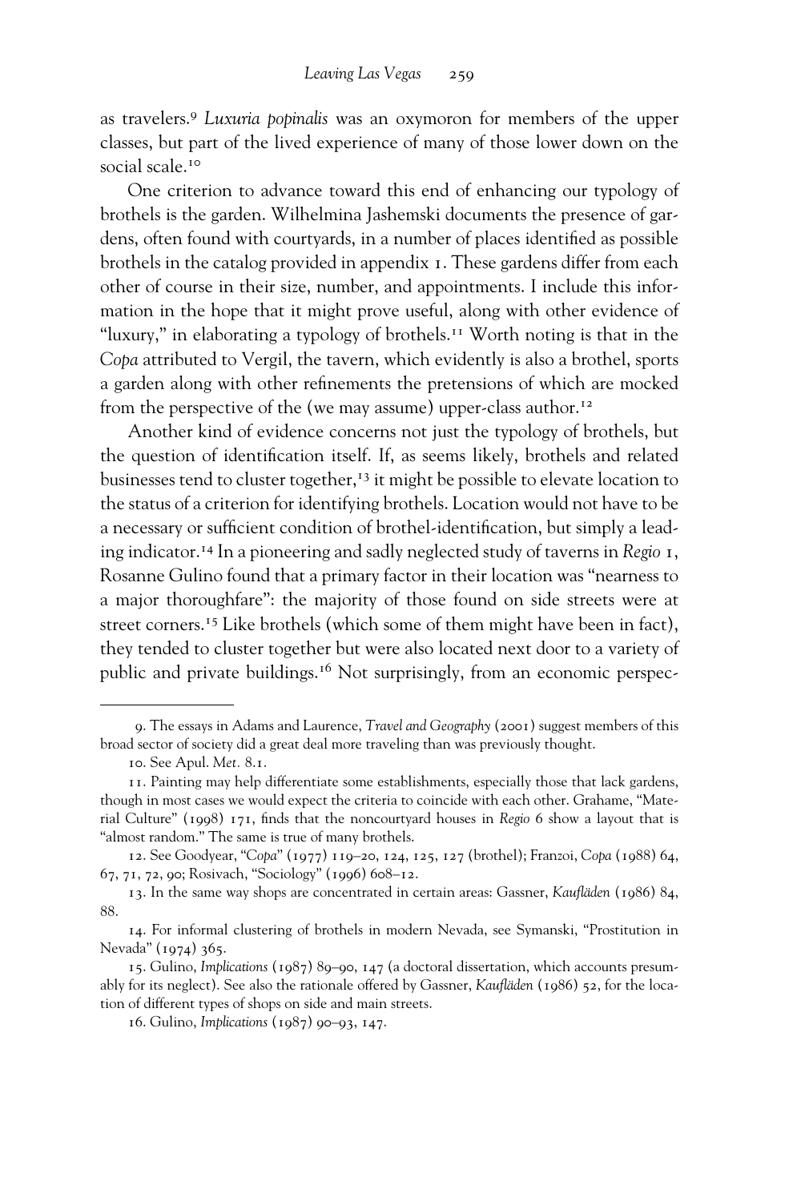as travelers.[9] *Luxuria popinalis* was an oxymoron for members of the upper classes, but part of the lived experience of many of those lower down on the social scale.[10]

One criterion to advance toward this end of enhancing our typology of brothels is the garden. Wilhelmina Jashemski documents the presence of gardens, often found with courtyards, in a number of places identified as possible brothels in the catalog provided in appendix 1. These gardens differ from each other of course in their size, number, and appointments. I include this information in the hope that it might prove useful, along with other evidence of "luxury," in elaborating a typology of brothels.[11] Worth noting is that in the *Copa* attributed to Vergil, the tavern, which evidently is also a brothel, sports a garden along with other refinements the pretensions of which are mocked from the perspective of the (we may assume) upper-class author.[12]

Another kind of evidence concerns not just the typology of brothels, but the question of identification itself. If, as seems likely, brothels and related businesses tend to cluster together,[13] it might be possible to elevate location to the status of a criterion for identifying brothels. Location would not have to be a necessary or sufficient condition of brothel-identification, but simply a leading indicator.[14] In a pioneering and sadly neglected study of taverns in *Regio* 1, Rosanne Gulino found that a primary factor in their location was "nearness to a major thoroughfare": the majority of those found on side streets were at street corners.[15] Like brothels (which some of them might have been in fact), they tended to cluster together but were also located next door to a variety of public and private buildings.[16] Not surprisingly, from an economic perspec-

---

9. The essays in Adams and Laurence, *Travel and Geography* (2001) suggest members of this broad sector of society did a great deal more traveling than was previously thought.

10. See Apul. *Met.* 8.1.

11. Painting may help differentiate some establishments, especially those that lack gardens, though in most cases we would expect the criteria to coincide with each other. Grahame, "Material Culture" (1998) 171, finds that the noncourtyard houses in *Regio* 6 show a layout that is "almost random." The same is true of many brothels.

12. See Goodyear, "*Copa*" (1977) 119–20, 124, 125, 127 (brothel); Franzoi, *Copa* (1988) 64, 67, 71, 72, 90; Rosivach, "Sociology" (1996) 608–12.

13. In the same way shops are concentrated in certain areas: Gassner, *Kaufläden* (1986) 84, 88.

14. For informal clustering of brothels in modern Nevada, see Symanski, "Prostitution in Nevada" (1974) 365.

15. Gulino, *Implications* (1987) 89–90, 147 (a doctoral dissertation, which accounts presumably for its neglect). See also the rationale offered by Gassner, *Kaufläden* (1986) 52, for the location of different types of shops on side and main streets.

16. Gulino, *Implications* (1987) 90–93, 147.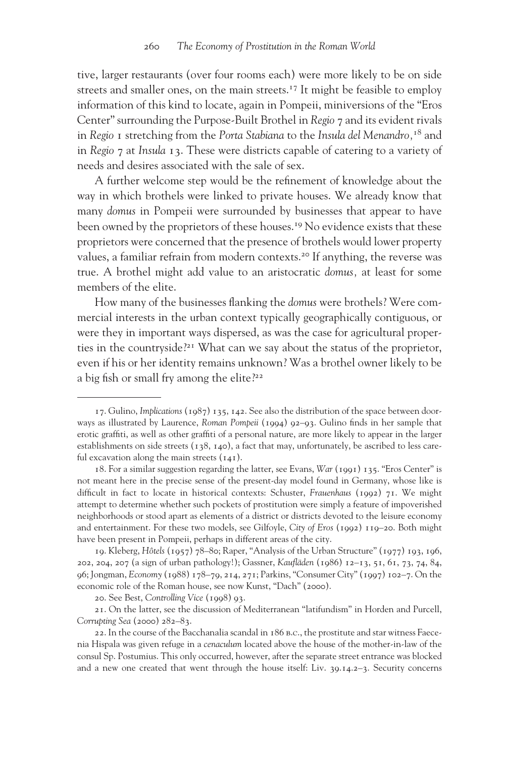tive, larger restaurants (over four rooms each) were more likely to be on side streets and smaller ones, on the main streets.[17] It might be feasible to employ information of this kind to locate, again in Pompeii, miniversions of the "Eros Center" surrounding the Purpose-Built Brothel in *Regio* 7 and its evident rivals in *Regio* 1 stretching from the *Porta Stabiana* to the *Insula del Menandro*,[18] and in *Regio* 7 at *Insula* 13. These were districts capable of catering to a variety of needs and desires associated with the sale of sex.

A further welcome step would be the refinement of knowledge about the way in which brothels were linked to private houses. We already know that many *domus* in Pompeii were surrounded by businesses that appear to have been owned by the proprietors of these houses.[19] No evidence exists that these proprietors were concerned that the presence of brothels would lower property values, a familiar refrain from modern contexts.[20] If anything, the reverse was true. A brothel might add value to an aristocratic *domus*, at least for some members of the elite.

How many of the businesses flanking the *domus* were brothels? Were commercial interests in the urban context typically geographically contiguous, or were they in important ways dispersed, as was the case for agricultural properties in the countryside?[21] What can we say about the status of the proprietor, even if his or her identity remains unknown? Was a brothel owner likely to be a big fish or small fry among the elite?[22]

---

17. Gulino, *Implications* (1987) 135, 142. See also the distribution of the space between doorways as illustrated by Laurence, *Roman Pompeii* (1994) 92–93. Gulino finds in her sample that erotic graffiti, as well as other graffiti of a personal nature, are more likely to appear in the larger establishments on side streets (138, 140), a fact that may, unfortunately, be ascribed to less careful excavation along the main streets (141).

18. For a similar suggestion regarding the latter, see Evans, *War* (1991) 135. "Eros Center" is not meant here in the precise sense of the present-day model found in Germany, whose like is difficult in fact to locate in historical contexts: Schuster, *Frauenhaus* (1992) 71. We might attempt to determine whether such pockets of prostitution were simply a feature of impoverished neighborhoods or stood apart as elements of a district or districts devoted to the leisure economy and entertainment. For these two models, see Gilfoyle, *City of Eros* (1992) 119–20. Both might have been present in Pompeii, perhaps in different areas of the city.

19. Kleberg, *Hôtels* (1957) 78–80; Raper, "Analysis of the Urban Structure" (1977) 193, 196, 202, 204, 207 (a sign of urban pathology!); Gassner, *Kaufläden* (1986) 12–13, 51, 61, 73, 74, 84, 96; Jongman, *Economy* (1988) 178–79, 214, 271; Parkins, "Consumer City" (1997) 102–7. On the economic role of the Roman house, see now Kunst, "Dach" (2000).

20. See Best, *Controlling Vice* (1998) 93.

21. On the latter, see the discussion of Mediterranean "latifundism" in Horden and Purcell, *Corrupting Sea* (2000) 282–83.

22. In the course of the Bacchanalia scandal in 186 B.C., the prostitute and star witness Faecenia Hispala was given refuge in a *cenaculum* located above the house of the mother-in-law of the consul Sp. Postumius. This only occurred, however, after the separate street entrance was blocked and a new one created that went through the house itself: Liv. 39.14.2–3. Security concerns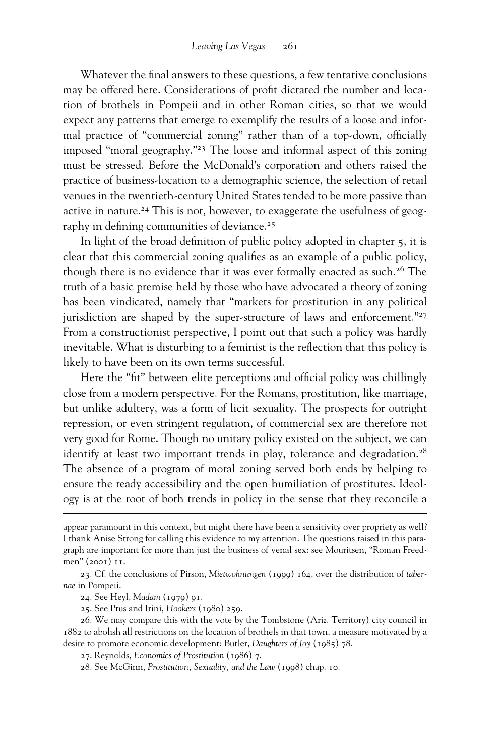Whatever the final answers to these questions, a few tentative conclusions may be offered here. Considerations of profit dictated the number and location of brothels in Pompeii and in other Roman cities, so that we would expect any patterns that emerge to exemplify the results of a loose and informal practice of "commercial zoning" rather than of a top-down, officially imposed "moral geography."[23] The loose and informal aspect of this zoning must be stressed. Before the McDonald's corporation and others raised the practice of business-location to a demographic science, the selection of retail venues in the twentieth-century United States tended to be more passive than active in nature.[24] This is not, however, to exaggerate the usefulness of geography in defining communities of deviance.[25]

In light of the broad definition of public policy adopted in chapter 5, it is clear that this commercial zoning qualifies as an example of a public policy, though there is no evidence that it was ever formally enacted as such.[26] The truth of a basic premise held by those who have advocated a theory of zoning has been vindicated, namely that "markets for prostitution in any political jurisdiction are shaped by the super-structure of laws and enforcement."[27] From a constructionist perspective, I point out that such a policy was hardly inevitable. What is disturbing to a feminist is the reflection that this policy is likely to have been on its own terms successful.

Here the "fit" between elite perceptions and official policy was chillingly close from a modern perspective. For the Romans, prostitution, like marriage, but unlike adultery, was a form of licit sexuality. The prospects for outright repression, or even stringent regulation, of commercial sex are therefore not very good for Rome. Though no unitary policy existed on the subject, we can identify at least two important trends in play, tolerance and degradation.[28] The absence of a program of moral zoning served both ends by helping to ensure the ready accessibility and the open humiliation of prostitutes. Ideology is at the root of both trends in policy in the sense that they reconcile a

---

appear paramount in this context, but might there have been a sensitivity over propriety as well? I thank Anise Strong for calling this evidence to my attention. The questions raised in this paragraph are important for more than just the business of venal sex: see Mouritsen, "Roman Freedmen" (2001) 11.

23. Cf. the conclusions of Pirson, *Mietwohnungen* (1999) 164, over the distribution of *tabernae* in Pompeii.

24. See Heyl, *Madam* (1979) 91.

25. See Prus and Irini, *Hookers* (1980) 259.

26. We may compare this with the vote by the Tombstone (Ariz. Territory) city council in 1882 to abolish all restrictions on the location of brothels in that town, a measure motivated by a desire to promote economic development: Butler, *Daughters of Joy* (1985) 78.

27. Reynolds, *Economics of Prostitution* (1986) 7.

28. See McGinn, *Prostitution, Sexuality, and the Law* (1998) chap. 10.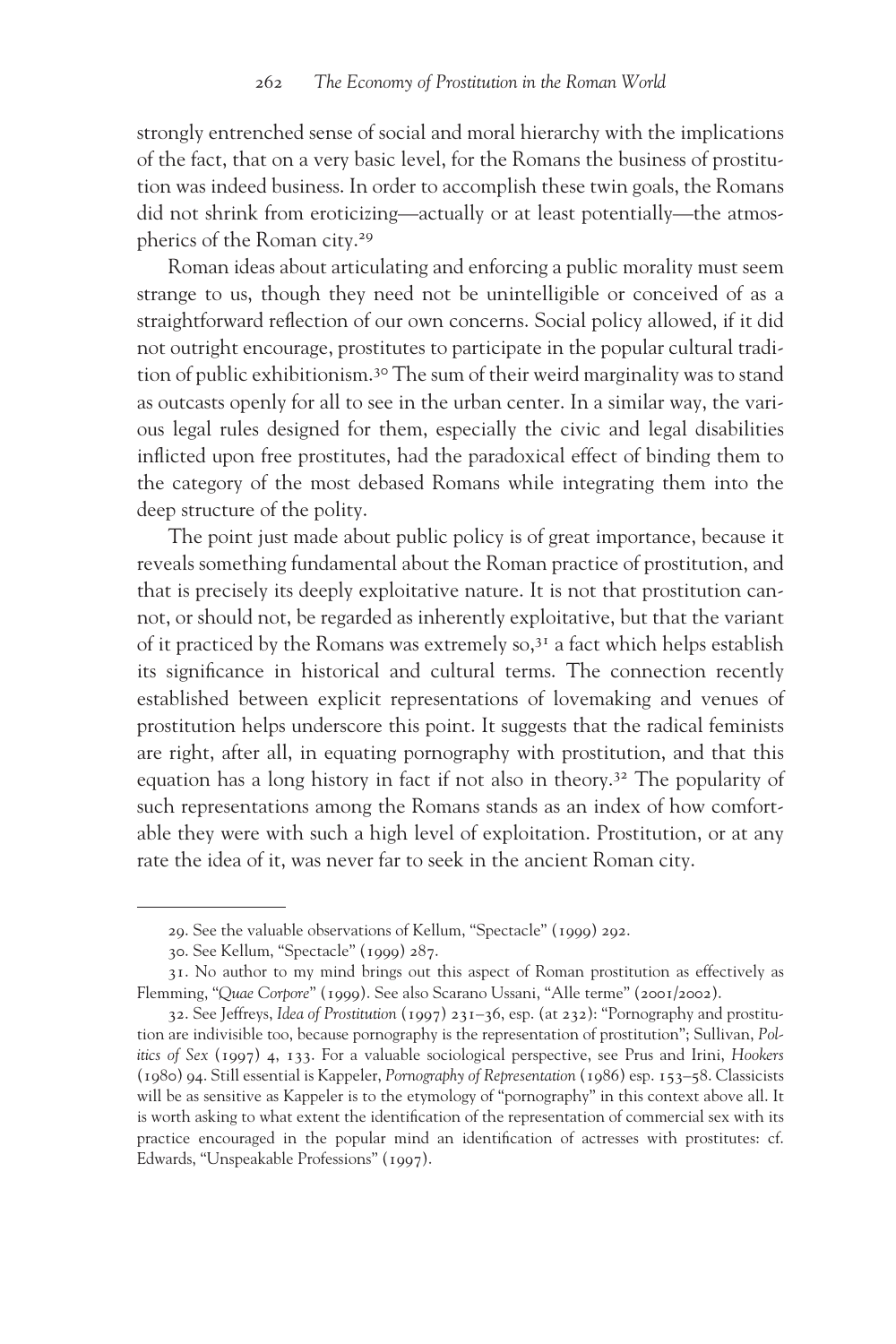strongly entrenched sense of social and moral hierarchy with the implications of the fact, that on a very basic level, for the Romans the business of prostitution was indeed business. In order to accomplish these twin goals, the Romans did not shrink from eroticizing—actually or at least potentially—the atmospherics of the Roman city.[29]

Roman ideas about articulating and enforcing a public morality must seem strange to us, though they need not be unintelligible or conceived of as a straightforward reflection of our own concerns. Social policy allowed, if it did not outright encourage, prostitutes to participate in the popular cultural tradition of public exhibitionism.[30] The sum of their weird marginality was to stand as outcasts openly for all to see in the urban center. In a similar way, the various legal rules designed for them, especially the civic and legal disabilities inflicted upon free prostitutes, had the paradoxical effect of binding them to the category of the most debased Romans while integrating them into the deep structure of the polity.

The point just made about public policy is of great importance, because it reveals something fundamental about the Roman practice of prostitution, and that is precisely its deeply exploitative nature. It is not that prostitution cannot, or should not, be regarded as inherently exploitative, but that the variant of it practiced by the Romans was extremely so,[31] a fact which helps establish its significance in historical and cultural terms. The connection recently established between explicit representations of lovemaking and venues of prostitution helps underscore this point. It suggests that the radical feminists are right, after all, in equating pornography with prostitution, and that this equation has a long history in fact if not also in theory.[32] The popularity of such representations among the Romans stands as an index of how comfortable they were with such a high level of exploitation. Prostitution, or at any rate the idea of it, was never far to seek in the ancient Roman city.

---

29. See the valuable observations of Kellum, "Spectacle" (1999) 292.

30. See Kellum, "Spectacle" (1999) 287.

31. No author to my mind brings out this aspect of Roman prostitution as effectively as Flemming, "*Quae Corpore*" (1999). See also Scarano Ussani, "Alle terme" (2001/2002).

32. See Jeffreys, *Idea of Prostitution* (1997) 231–36, esp. (at 232): "Pornography and prostitution are indivisible too, because pornography is the representation of prostitution"; Sullivan, *Politics of Sex* (1997) 4, 133. For a valuable sociological perspective, see Prus and Irini, *Hookers* (1980) 94. Still essential is Kappeler, *Pornography of Representation* (1986) esp. 153–58. Classicists will be as sensitive as Kappeler is to the etymology of "pornography" in this context above all. It is worth asking to what extent the identification of the representation of commercial sex with its practice encouraged in the popular mind an identification of actresses with prostitutes: cf. Edwards, "Unspeakable Professions" (1997).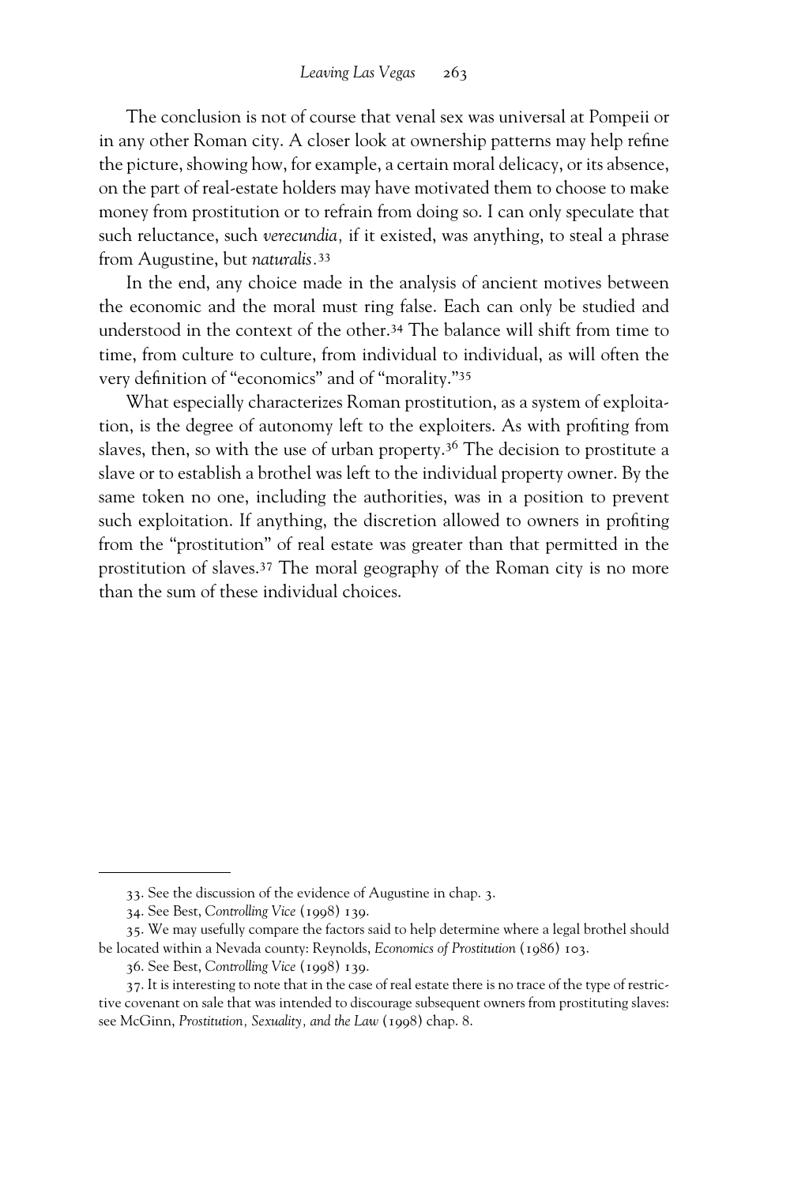The conclusion is not of course that venal sex was universal at Pompeii or in any other Roman city. A closer look at ownership patterns may help refine the picture, showing how, for example, a certain moral delicacy, or its absence, on the part of real-estate holders may have motivated them to choose to make money from prostitution or to refrain from doing so. I can only speculate that such reluctance, such *verecundia,* if it existed, was anything, to steal a phrase from Augustine, but *naturalis*.[33]

In the end, any choice made in the analysis of ancient motives between the economic and the moral must ring false. Each can only be studied and understood in the context of the other.[34] The balance will shift from time to time, from culture to culture, from individual to individual, as will often the very definition of "economics" and of "morality."[35]

What especially characterizes Roman prostitution, as a system of exploitation, is the degree of autonomy left to the exploiters. As with profiting from slaves, then, so with the use of urban property.[36] The decision to prostitute a slave or to establish a brothel was left to the individual property owner. By the same token no one, including the authorities, was in a position to prevent such exploitation. If anything, the discretion allowed to owners in profiting from the "prostitution" of real estate was greater than that permitted in the prostitution of slaves.[37] The moral geography of the Roman city is no more than the sum of these individual choices.

---

33. See the discussion of the evidence of Augustine in chap. 3.

34. See Best, *Controlling Vice* (1998) 139.

35. We may usefully compare the factors said to help determine where a legal brothel should be located within a Nevada county: Reynolds, *Economics of Prostitution* (1986) 103.

36. See Best, *Controlling Vice* (1998) 139.

37. It is interesting to note that in the case of real estate there is no trace of the type of restrictive covenant on sale that was intended to discourage subsequent owners from prostituting slaves: see McGinn, *Prostitution, Sexuality, and the Law* (1998) chap. 8.